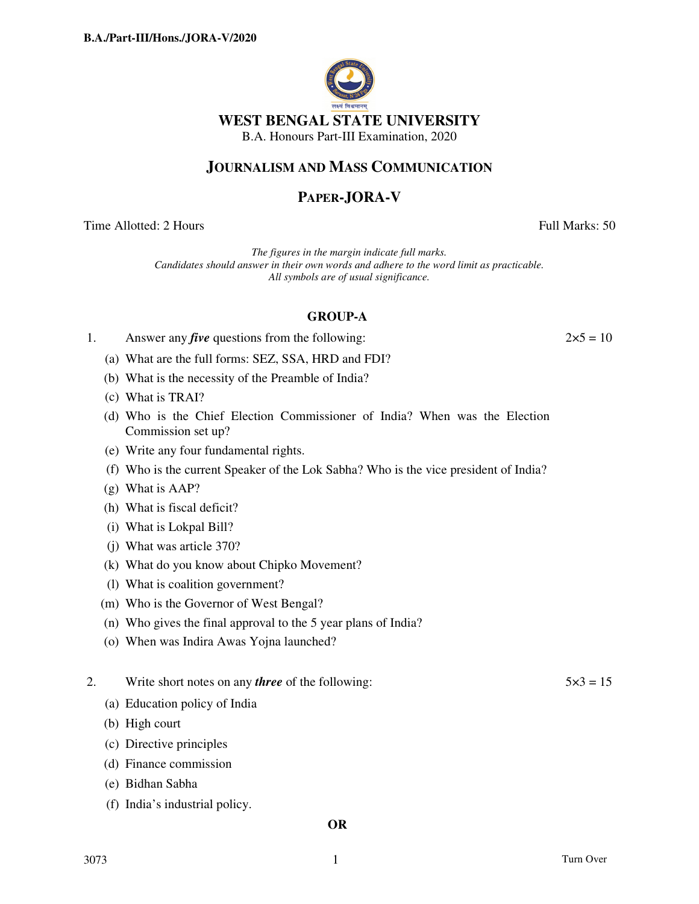B.A./Part-III/Hons./JORA-V/2020

# WEST BENGAL STATE UNIVERSITY

B.A. Honours Part-III Examination, 2020

## JOURNALISM AND MASS COMMUNICATION

## PAPER-JORA-V

Time Allotted: 2 Hours | Full Marks: 50

*The figures in the margin indicate full marks.*
*Candidates should answer in their own words and adhere to the word limit as practicable.*
*All symbols are of usual significance.*

### GROUP-A

1. Answer any ***five*** questions from the following: $2\times5 = 10$

   (a) What are the full forms: SEZ, SSA, HRD and FDI?

   (b) What is the necessity of the Preamble of India?

   (c) What is TRAI?

   (d) Who is the Chief Election Commissioner of India? When was the Election Commission set up?

   (e) Write any four fundamental rights.

   (f) Who is the current Speaker of the Lok Sabha? Who is the vice president of India?

   (g) What is AAP?

   (h) What is fiscal deficit?

   (i) What is Lokpal Bill?

   (j) What was article 370?

   (k) What do you know about Chipko Movement?

   (l) What is coalition government?

   (m) Who is the Governor of West Bengal?

   (n) Who gives the final approval to the 5 year plans of India?

   (o) When was Indira Awas Yojna launched?

2. Write short notes on any ***three*** of the following: $5\times3 = 15$

   (a) Education policy of India

   (b) High court

   (c) Directive principles

   (d) Finance commission

   (e) Bidhan Sabha

   (f) India's industrial policy.

**OR**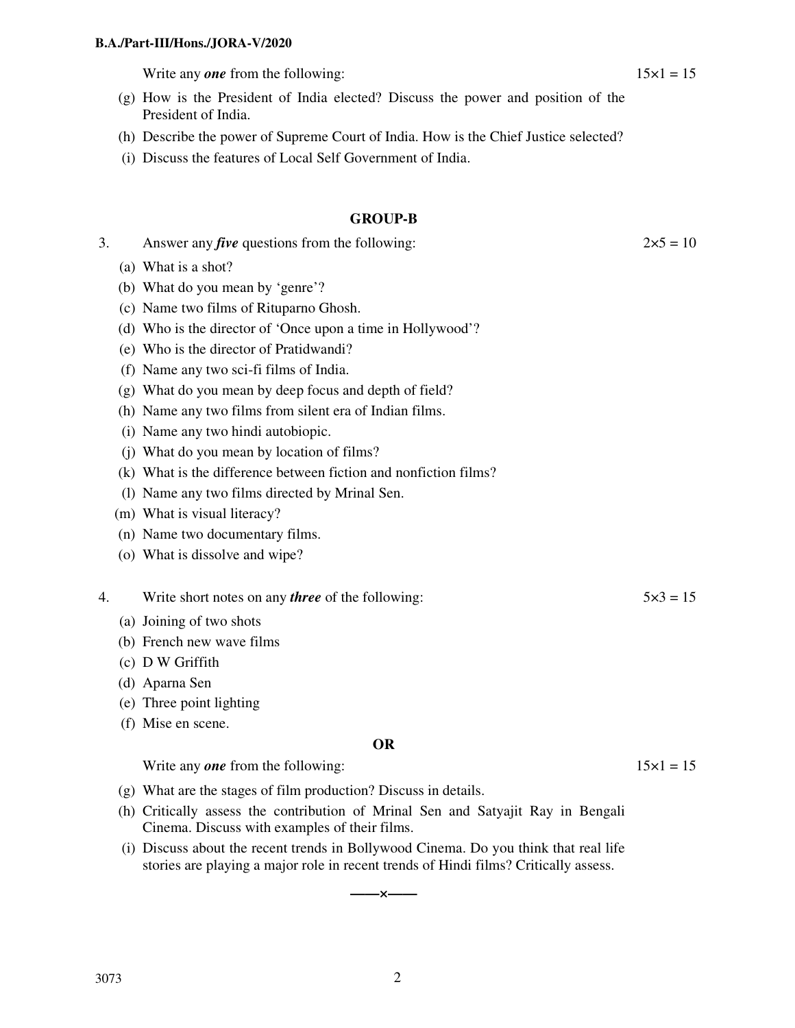Write any ***one*** from the following: 15×1 = 15

(g) How is the President of India elected? Discuss the power and position of the President of India.

(h) Describe the power of Supreme Court of India. How is the Chief Justice selected?

(i) Discuss the features of Local Self Government of India.

## GROUP-B

3. Answer any ***five*** questions from the following: 2×5 = 10

(a) What is a shot?

(b) What do you mean by 'genre'?

(c) Name two films of Rituparno Ghosh.

(d) Who is the director of 'Once upon a time in Hollywood'?

(e) Who is the director of Pratidwandi?

(f) Name any two sci-fi films of India.

(g) What do you mean by deep focus and depth of field?

(h) Name any two films from silent era of Indian films.

(i) Name any two hindi autobiopic.

(j) What do you mean by location of films?

(k) What is the difference between fiction and nonfiction films?

(l) Name any two films directed by Mrinal Sen.

(m) What is visual literacy?

(n) Name two documentary films.

(o) What is dissolve and wipe?

4. Write short notes on any ***three*** of the following: 5×3 = 15

(a) Joining of two shots

(b) French new wave films

(c) D W Griffith

(d) Aparna Sen

(e) Three point lighting

(f) Mise en scene.

**OR**

Write any ***one*** from the following: 15×1 = 15

(g) What are the stages of film production? Discuss in details.

(h) Critically assess the contribution of Mrinal Sen and Satyajit Ray in Bengali Cinema. Discuss with examples of their films.

(i) Discuss about the recent trends in Bollywood Cinema. Do you think that real life stories are playing a major role in recent trends of Hindi films? Critically assess.

——×——